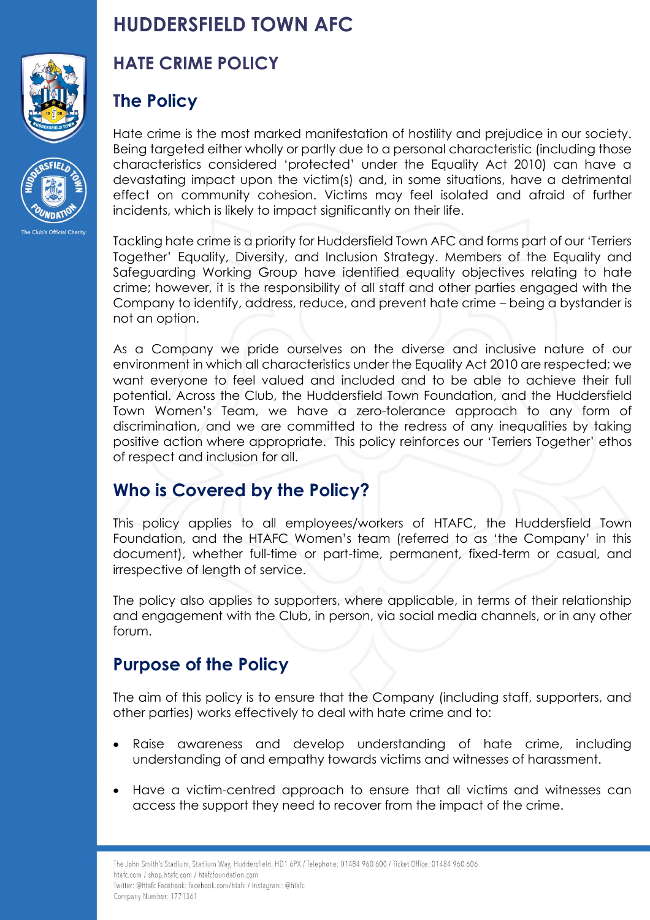# HUDDERSFIELD TOWN AFC

## HATE CRIME POLICY

## The Policy

Hate crime is the most marked manifestation of hostility and prejudice in our society. Being targeted either wholly or partly due to a personal characteristic (including those characteristics considered 'protected' under the Equality Act 2010) can have a devastating impact upon the victim(s) and, in some situations, have a detrimental effect on community cohesion. Victims may feel isolated and afraid of further incidents, which is likely to impact significantly on their life.

Tackling hate crime is a priority for Huddersfield Town AFC and forms part of our 'Terriers Together' Equality, Diversity, and Inclusion Strategy. Members of the Equality and Safeguarding Working Group have identified equality objectives relating to hate crime; however, it is the responsibility of all staff and other parties engaged with the Company to identify, address, reduce, and prevent hate crime – being a bystander is not an option.

As a Company we pride ourselves on the diverse and inclusive nature of our environment in which all characteristics under the Equality Act 2010 are respected; we want everyone to feel valued and included and to be able to achieve their full potential. Across the Club, the Huddersfield Town Foundation, and the Huddersfield Town Women's Team, we have a zero-tolerance approach to any form of discrimination, and we are committed to the redress of any inequalities by taking positive action where appropriate. This policy reinforces our 'Terriers Together' ethos of respect and inclusion for all.

## Who is Covered by the Policy?

This policy applies to all employees/workers of HTAFC, the Huddersfield Town Foundation, and the HTAFC Women's team (referred to as 'the Company' in this document), whether full-time or part-time, permanent, fixed-term or casual, and irrespective of length of service.

The policy also applies to supporters, where applicable, in terms of their relationship and engagement with the Club, in person, via social media channels, or in any other forum.

## Purpose of the Policy

The aim of this policy is to ensure that the Company (including staff, supporters, and other parties) works effectively to deal with hate crime and to:

- Raise awareness and develop understanding of hate crime, including understanding of and empathy towards victims and witnesses of harassment.
- Have a victim-centred approach to ensure that all victims and witnesses can access the support they need to recover from the impact of the crime.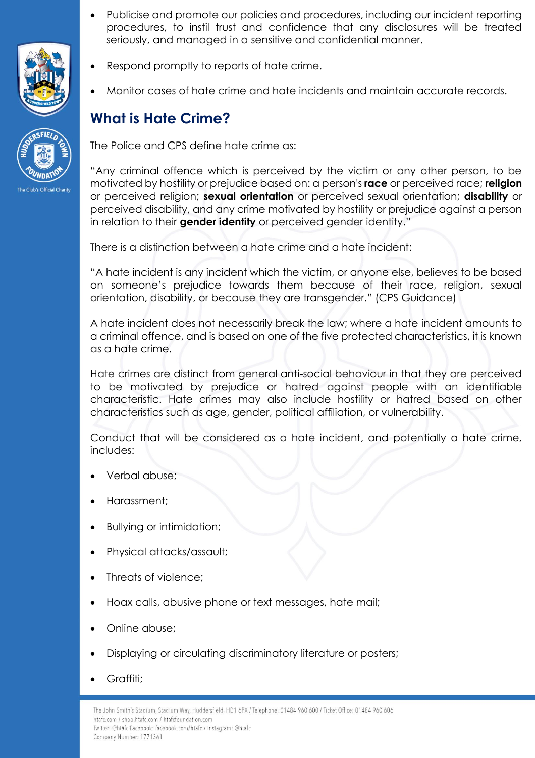- Publicise and promote our policies and procedures, including our incident reporting procedures, to instil trust and confidence that any disclosures will be treated seriously, and managed in a sensitive and confidential manner.
- Respond promptly to reports of hate crime.
- Monitor cases of hate crime and hate incidents and maintain accurate records.

## What is Hate Crime?

The Police and CPS define hate crime as:

"Any criminal offence which is perceived by the victim or any other person, to be motivated by hostility or prejudice based on: a person's **race** or perceived race; **religion** or perceived religion; **sexual orientation** or perceived sexual orientation; **disability** or perceived disability, and any crime motivated by hostility or prejudice against a person in relation to their **gender identity** or perceived gender identity."

There is a distinction between a hate crime and a hate incident:

"A hate incident is any incident which the victim, or anyone else, believes to be based on someone's prejudice towards them because of their race, religion, sexual orientation, disability, or because they are transgender." (CPS Guidance)

A hate incident does not necessarily break the law; where a hate incident amounts to a criminal offence, and is based on one of the five protected characteristics, it is known as a hate crime.

Hate crimes are distinct from general anti-social behaviour in that they are perceived to be motivated by prejudice or hatred against people with an identifiable characteristic. Hate crimes may also include hostility or hatred based on other characteristics such as age, gender, political affiliation, or vulnerability.

Conduct that will be considered as a hate incident, and potentially a hate crime, includes:

- Verbal abuse;
- Harassment;
- Bullying or intimidation;
- Physical attacks/assault;
- Threats of violence;
- Hoax calls, abusive phone or text messages, hate mail;
- Online abuse;
- Displaying or circulating discriminatory literature or posters;
- Graffiti;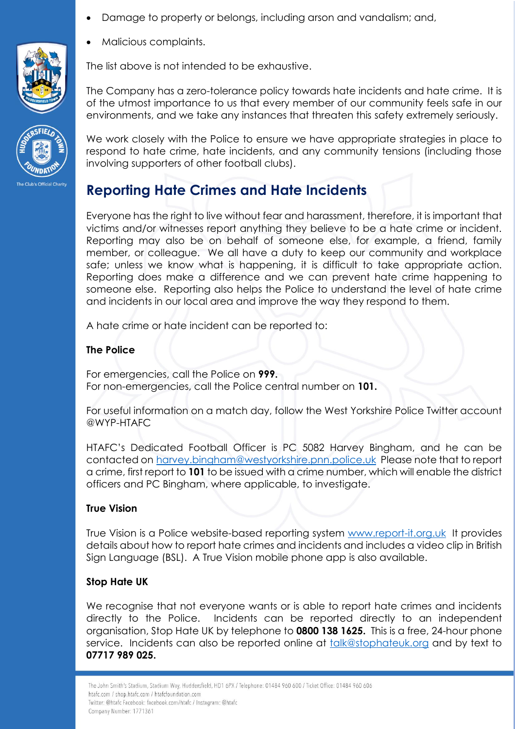- Damage to property or belongs, including arson and vandalism; and,
- Malicious complaints.

The list above is not intended to be exhaustive.

The Company has a zero-tolerance policy towards hate incidents and hate crime. It is of the utmost importance to us that every member of our community feels safe in our environments, and we take any instances that threaten this safety extremely seriously.

We work closely with the Police to ensure we have appropriate strategies in place to respond to hate crime, hate incidents, and any community tensions (including those involving supporters of other football clubs).

## Reporting Hate Crimes and Hate Incidents

Everyone has the right to live without fear and harassment, therefore, it is important that victims and/or witnesses report anything they believe to be a hate crime or incident. Reporting may also be on behalf of someone else, for example, a friend, family member, or colleague. We all have a duty to keep our community and workplace safe; unless we know what is happening, it is difficult to take appropriate action. Reporting does make a difference and we can prevent hate crime happening to someone else. Reporting also helps the Police to understand the level of hate crime and incidents in our local area and improve the way they respond to them.

A hate crime or hate incident can be reported to:

**The Police**

For emergencies, call the Police on **999.**
For non-emergencies, call the Police central number on **101.**

For useful information on a match day, follow the West Yorkshire Police Twitter account @WYP-HTAFC

HTAFC's Dedicated Football Officer is PC 5082 Harvey Bingham, and he can be contacted on harvey.bingham@westyorkshire.pnn.police.uk Please note that to report a crime, first report to **101** to be issued with a crime number, which will enable the district officers and PC Bingham, where applicable, to investigate.

**True Vision**

True Vision is a Police website-based reporting system www.report-it.org.uk It provides details about how to report hate crimes and incidents and includes a video clip in British Sign Language (BSL). A True Vision mobile phone app is also available.

**Stop Hate UK**

We recognise that not everyone wants or is able to report hate crimes and incidents directly to the Police. Incidents can be reported directly to an independent organisation, Stop Hate UK by telephone to **0800 138 1625.** This is a free, 24-hour phone service. Incidents can also be reported online at talk@stophateuk.org and by text to **07717 989 025.**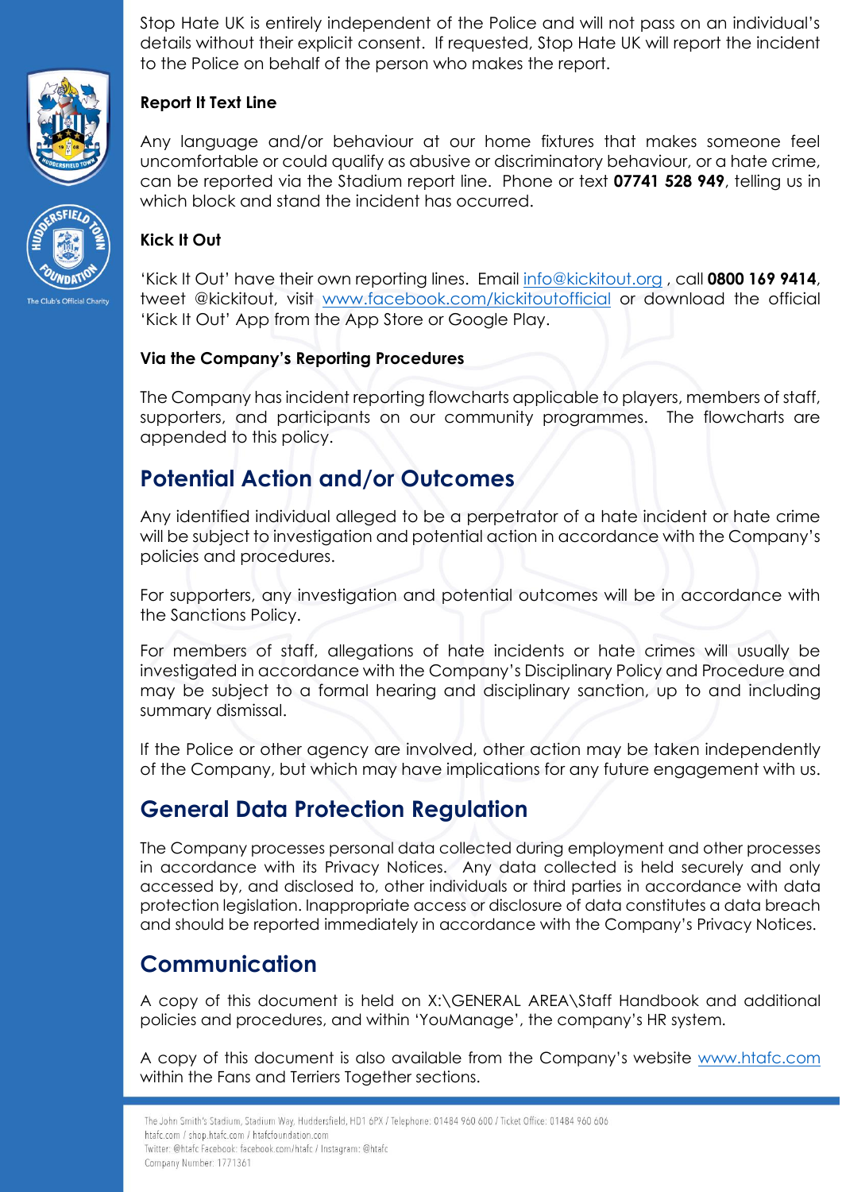Stop Hate UK is entirely independent of the Police and will not pass on an individual's details without their explicit consent. If requested, Stop Hate UK will report the incident to the Police on behalf of the person who makes the report.

**Report It Text Line**

Any language and/or behaviour at our home fixtures that makes someone feel uncomfortable or could qualify as abusive or discriminatory behaviour, or a hate crime, can be reported via the Stadium report line. Phone or text **07741 528 949**, telling us in which block and stand the incident has occurred.

**Kick It Out**

'Kick It Out' have their own reporting lines. Email info@kickitout.org , call **0800 169 9414**, tweet @kickitout, visit www.facebook.com/kickitoutofficial or download the official 'Kick It Out' App from the App Store or Google Play.

**Via the Company's Reporting Procedures**

The Company has incident reporting flowcharts applicable to players, members of staff, supporters, and participants on our community programmes. The flowcharts are appended to this policy.

## Potential Action and/or Outcomes

Any identified individual alleged to be a perpetrator of a hate incident or hate crime will be subject to investigation and potential action in accordance with the Company's policies and procedures.

For supporters, any investigation and potential outcomes will be in accordance with the Sanctions Policy.

For members of staff, allegations of hate incidents or hate crimes will usually be investigated in accordance with the Company's Disciplinary Policy and Procedure and may be subject to a formal hearing and disciplinary sanction, up to and including summary dismissal.

If the Police or other agency are involved, other action may be taken independently of the Company, but which may have implications for any future engagement with us.

## General Data Protection Regulation

The Company processes personal data collected during employment and other processes in accordance with its Privacy Notices. Any data collected is held securely and only accessed by, and disclosed to, other individuals or third parties in accordance with data protection legislation. Inappropriate access or disclosure of data constitutes a data breach and should be reported immediately in accordance with the Company's Privacy Notices.

## Communication

A copy of this document is held on X:\GENERAL AREA\Staff Handbook and additional policies and procedures, and within 'YouManage', the company's HR system.

A copy of this document is also available from the Company's website www.htafc.com within the Fans and Terriers Together sections.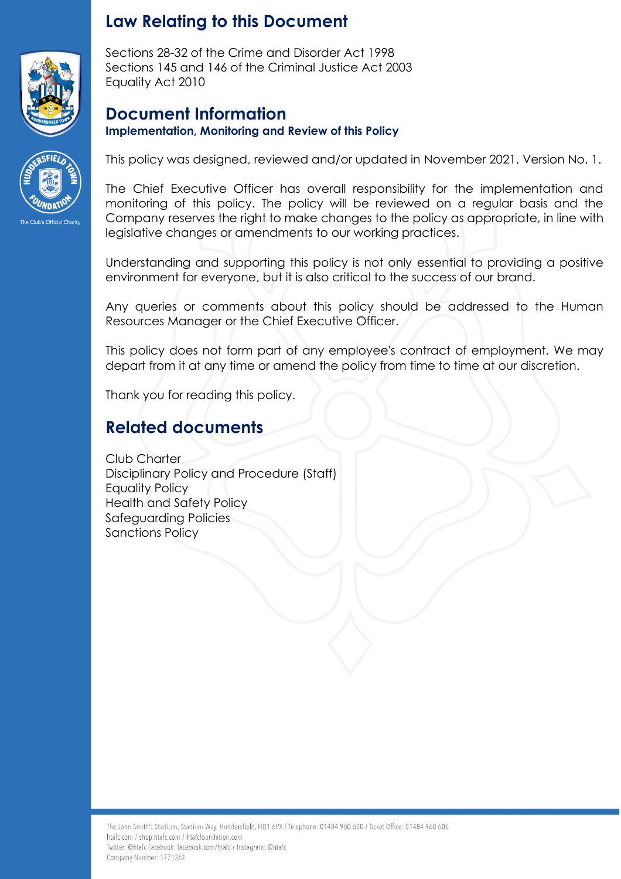## Law Relating to this Document

Sections 28-32 of the Crime and Disorder Act 1998
Sections 145 and 146 of the Criminal Justice Act 2003
Equality Act 2010

## Document Information

### Implementation, Monitoring and Review of this Policy

This policy was designed, reviewed and/or updated in November 2021. Version No. 1.

The Chief Executive Officer has overall responsibility for the implementation and monitoring of this policy. The policy will be reviewed on a regular basis and the Company reserves the right to make changes to the policy as appropriate, in line with legislative changes or amendments to our working practices.

Understanding and supporting this policy is not only essential to providing a positive environment for everyone, but it is also critical to the success of our brand.

Any queries or comments about this policy should be addressed to the Human Resources Manager or the Chief Executive Officer.

This policy does not form part of any employee's contract of employment. We may depart from it at any time or amend the policy from time to time at our discretion.

Thank you for reading this policy.

## Related documents

Club Charter
Disciplinary Policy and Procedure (Staff)
Equality Policy
Health and Safety Policy
Safeguarding Policies
Sanctions Policy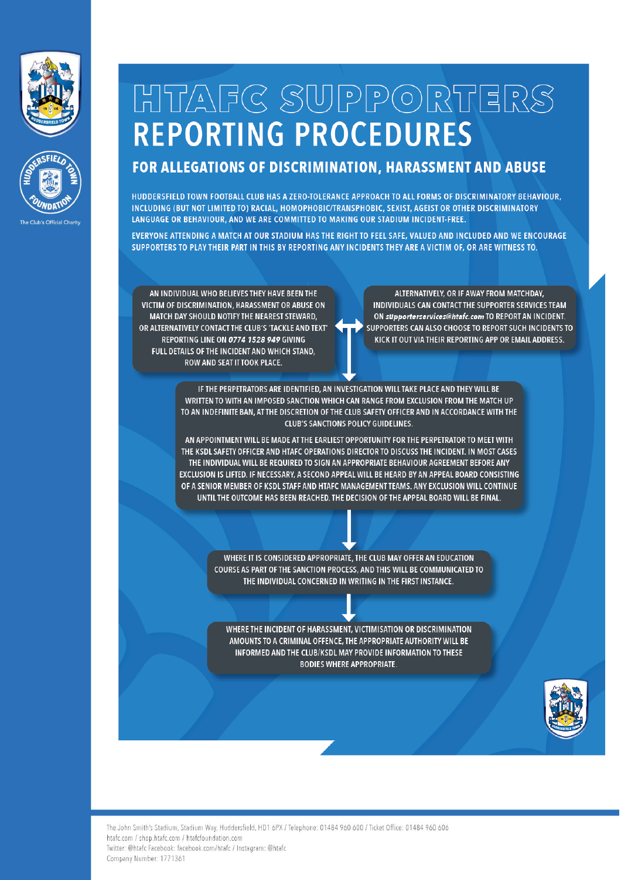# HTAFC SUPPORTERS REPORTING PROCEDURES

## FOR ALLEGATIONS OF DISCRIMINATION, HARASSMENT AND ABUSE

HUDDERSFIELD TOWN FOOTBALL CLUB HAS A ZERO-TOLERANCE APPROACH TO ALL FORMS OF DISCRIMINATORY BEHAVIOUR, INCLUDING (BUT NOT LIMITED TO) RACIAL, HOMOPHOBIC/TRANSPHOBIC, SEXIST, AGEIST OR OTHER DISCRIMINATORY LANGUAGE OR BEHAVIOUR, AND WE ARE COMMITTED TO MAKING OUR STADIUM INCIDENT-FREE.

EVERYONE ATTENDING A MATCH AT OUR STADIUM HAS THE RIGHT TO FEEL SAFE, VALUED AND INCLUDED AND WE ENCOURAGE SUPPORTERS TO PLAY THEIR PART IN THIS BY REPORTING ANY INCIDENTS THEY ARE A VICTIM OF, OR ARE WITNESS TO.

AN INDIVIDUAL WHO BELIEVES THEY HAVE BEEN THE VICTIM OF DISCRIMINATION, HARASSMENT OR ABUSE ON MATCH DAY SHOULD NOTIFY THE NEAREST STEWARD, OR ALTERNATIVELY CONTACT THE CLUB'S 'TACKLE AND TEXT' REPORTING LINE ON ***0774 1528 949*** GIVING FULL DETAILS OF THE INCIDENT AND WHICH STAND, ROW AND SEAT IT TOOK PLACE.

ALTERNATIVELY, OR IF AWAY FROM MATCHDAY, INDIVIDUALS CAN CONTACT THE SUPPORTER SERVICES TEAM ON ***supporterservices@htafc.com*** TO REPORT AN INCIDENT. SUPPORTERS CAN ALSO CHOOSE TO REPORT SUCH INCIDENTS TO KICK IT OUT VIA THEIR REPORTING APP OR EMAIL ADDRESS.

IF THE PERPETRATORS ARE IDENTIFIED, AN INVESTIGATION WILL TAKE PLACE AND THEY WILL BE WRITTEN TO WITH AN IMPOSED SANCTION WHICH CAN RANGE FROM EXCLUSION FROM THE MATCH UP TO AN INDEFINITE BAN, AT THE DISCRETION OF THE CLUB SAFETY OFFICER AND IN ACCORDANCE WITH THE CLUB'S SANCTIONS POLICY GUIDELINES.

AN APPOINTMENT WILL BE MADE AT THE EARLIEST OPPORTUNITY FOR THE PERPETRATOR TO MEET WITH THE KSDL SAFETY OFFICER AND HTAFC OPERATIONS DIRECTOR TO DISCUSS THE INCIDENT. IN MOST CASES THE INDIVIDUAL WILL BE REQUIRED TO SIGN AN APPROPRIATE BEHAVIOUR AGREEMENT BEFORE ANY EXCLUSION IS LIFTED. IF NECESSARY, A SECOND APPEAL WILL BE HEARD BY AN APPEAL BOARD CONSISTING OF A SENIOR MEMBER OF KSDL STAFF AND HTAFC MANAGEMENT TEAMS. ANY EXCLUSION WILL CONTINUE UNTIL THE OUTCOME HAS BEEN REACHED. THE DECISION OF THE APPEAL BOARD WILL BE FINAL.

WHERE IT IS CONSIDERED APPROPRIATE, THE CLUB MAY OFFER AN EDUCATION COURSE AS PART OF THE SANCTION PROCESS, AND THIS WILL BE COMMUNICATED TO THE INDIVIDUAL CONCERNED IN WRITING IN THE FIRST INSTANCE.

WHERE THE INCIDENT OF HARASSMENT, VICTIMISATION OR DISCRIMINATION AMOUNTS TO A CRIMINAL OFFENCE, THE APPROPRIATE AUTHORITY WILL BE INFORMED AND THE CLUB/KSDL MAY PROVIDE INFORMATION TO THESE BODIES WHERE APPROPRIATE.

The Club's Official Charity

The John Smith's Stadium, Stadium Way, Huddersfield, HD1 6PX / Telephone: 01484 960 600 / Ticket Office: 01484 960 606
htafc.com / shop.htafc.com / htafcfoundation.com
Twitter: @htafc Facebook: facebook.com/htafc / Instagram: @htafc
Company Number: 1771361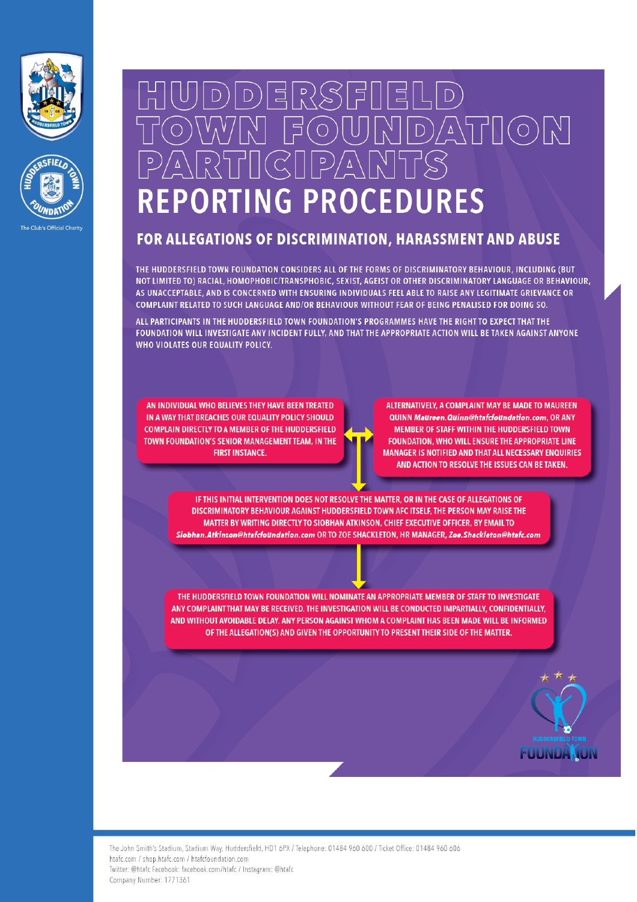The Club's Official Charity

# HUDDERSFIELD TOWN FOUNDATION PARTICIPANTS REPORTING PROCEDURES

## FOR ALLEGATIONS OF DISCRIMINATION, HARASSMENT AND ABUSE

THE HUDDERSFIELD TOWN FOUNDATION CONSIDERS ALL OF THE FORMS OF DISCRIMINATORY BEHAVIOUR, INCLUDING (BUT NOT LIMITED TO) RACIAL, HOMOPHOBIC/TRANSPHOBIC, SEXIST, AGEIST OR OTHER DISCRIMINATORY LANGUAGE OR BEHAVIOUR, AS UNACCEPTABLE, AND IS CONCERNED WITH ENSURING INDIVIDUALS FEEL ABLE TO RAISE ANY LEGITIMATE GRIEVANCE OR COMPLAINT RELATED TO SUCH LANGUAGE AND/OR BEHAVIOUR WITHOUT FEAR OF BEING PENALISED FOR DOING SO.

ALL PARTICIPANTS IN THE HUDDERSFIELD TOWN FOUNDATION'S PROGRAMMES HAVE THE RIGHT TO EXPECT THAT THE FOUNDATION WILL INVESTIGATE ANY INCIDENT FULLY, AND THAT THE APPROPRIATE ACTION WILL BE TAKEN AGAINST ANYONE WHO VIOLATES OUR EQUALITY POLICY.

AN INDIVIDUAL WHO BELIEVES THEY HAVE BEEN TREATED IN A WAY THAT BREACHES OUR EQUALITY POLICY SHOULD COMPLAIN DIRECTLY TO A MEMBER OF THE HUDDERSFIELD TOWN FOUNDATION'S SENIOR MANAGEMENT TEAM, IN THE FIRST INSTANCE.

ALTERNATIVELY, A COMPLAINT MAY BE MADE TO MAUREEN QUINN ***Maureen.Quinn@htafcfoundation.com***, OR ANY MEMBER OF STAFF WITHIN THE HUDDERSFIELD TOWN FOUNDATION, WHO WILL ENSURE THE APPROPRIATE LINE MANAGER IS NOTIFIED AND THAT ALL NECESSARY ENQUIRIES AND ACTION TO RESOLVE THE ISSUES CAN BE TAKEN.

IF THIS INITIAL INTERVENTION DOES NOT RESOLVE THE MATTER, OR IN THE CASE OF ALLEGATIONS OF DISCRIMINATORY BEHAVIOUR AGAINST HUDDERSFIELD TOWN AFC ITSELF, THE PERSON MAY RAISE THE MATTER BY WRITING DIRECTLY TO SIOBHAN ATKINSON, CHIEF EXECUTIVE OFFICER, BY EMAIL TO ***Siobhan.Atkinson@htafcfoundation.com*** OR TO ZOE SHACKLETON, HR MANAGER, ***Zoe.Shackleton@htafc.com***

THE HUDDERSFIELD TOWN FOUNDATION WILL NOMINATE AN APPROPRIATE MEMBER OF STAFF TO INVESTIGATE ANY COMPLAINT THAT MAY BE RECEIVED. THE INVESTIGATION WILL BE CONDUCTED IMPARTIALLY, CONFIDENTIALLY, AND WITHOUT AVOIDABLE DELAY. ANY PERSON AGAINST WHOM A COMPLAINT HAS BEEN MADE WILL BE INFORMED OF THE ALLEGATION(S) AND GIVEN THE OPPORTUNITY TO PRESENT THEIR SIDE OF THE MATTER.

HUDDERSFIELD TOWN FOUNDATION

The John Smith's Stadium, Stadium Way, Huddersfield, HD1 6PX / Telephone: 01484 960 600 / Ticket Office: 01484 960 606
htafc.com / shop.htafc.com / htafcfoundation.com
Twitter: @htafc Facebook: facebook.com/htafc / Instagram: @htafc
Company Number: 1771361